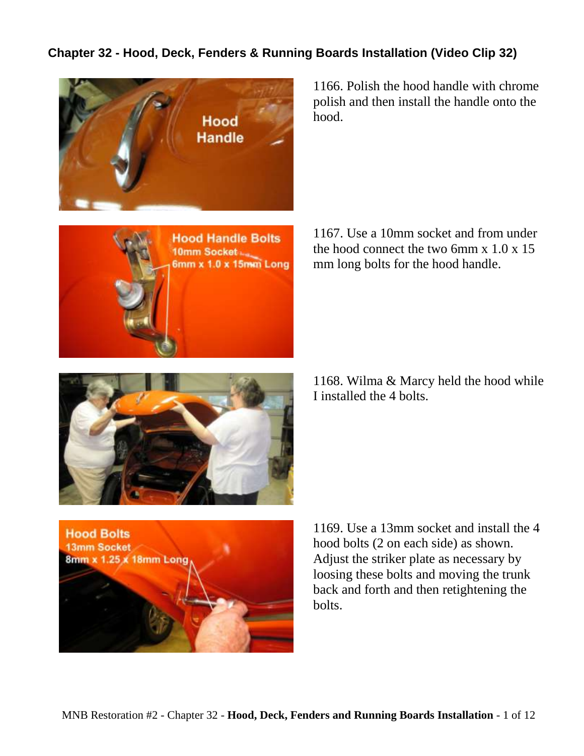## Chapter 32 - Hood, Deck, Fenders & Running Boards Installation (Video Clip 32)

1166. Polish the hood handle with chrome polish and then install the handle onto the hood.

1167. Use a 10mm socket and from under the hood connect the two 6mm x 1.0 x 15 mm long bolts for the hood handle.

1168. Wilma & Marcy held the hood while I installed the 4 bolts.

1169. Use a 13mm socket and install the 4 hood bolts (2 on each side) as shown. Adjust the striker plate as necessary by loosing these bolts and moving the trunk back and forth and then retightening the bolts.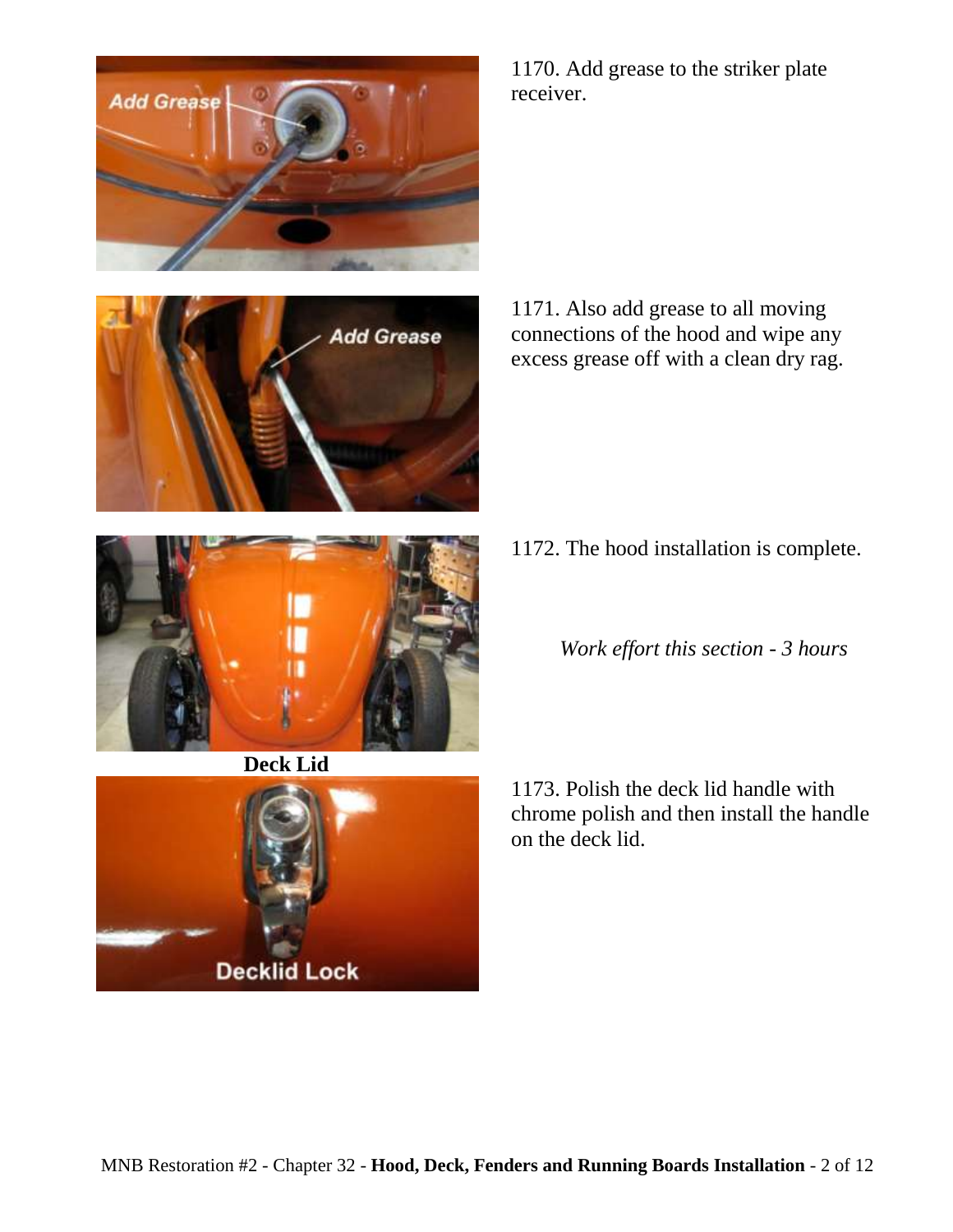1170. Add grease to the striker plate receiver.

1171. Also add grease to all moving connections of the hood and wipe any excess grease off with a clean dry rag.

1172. The hood installation is complete.

*Work effort this section - 3 hours*

## Deck Lid

1173. Polish the deck lid handle with chrome polish and then install the handle on the deck lid.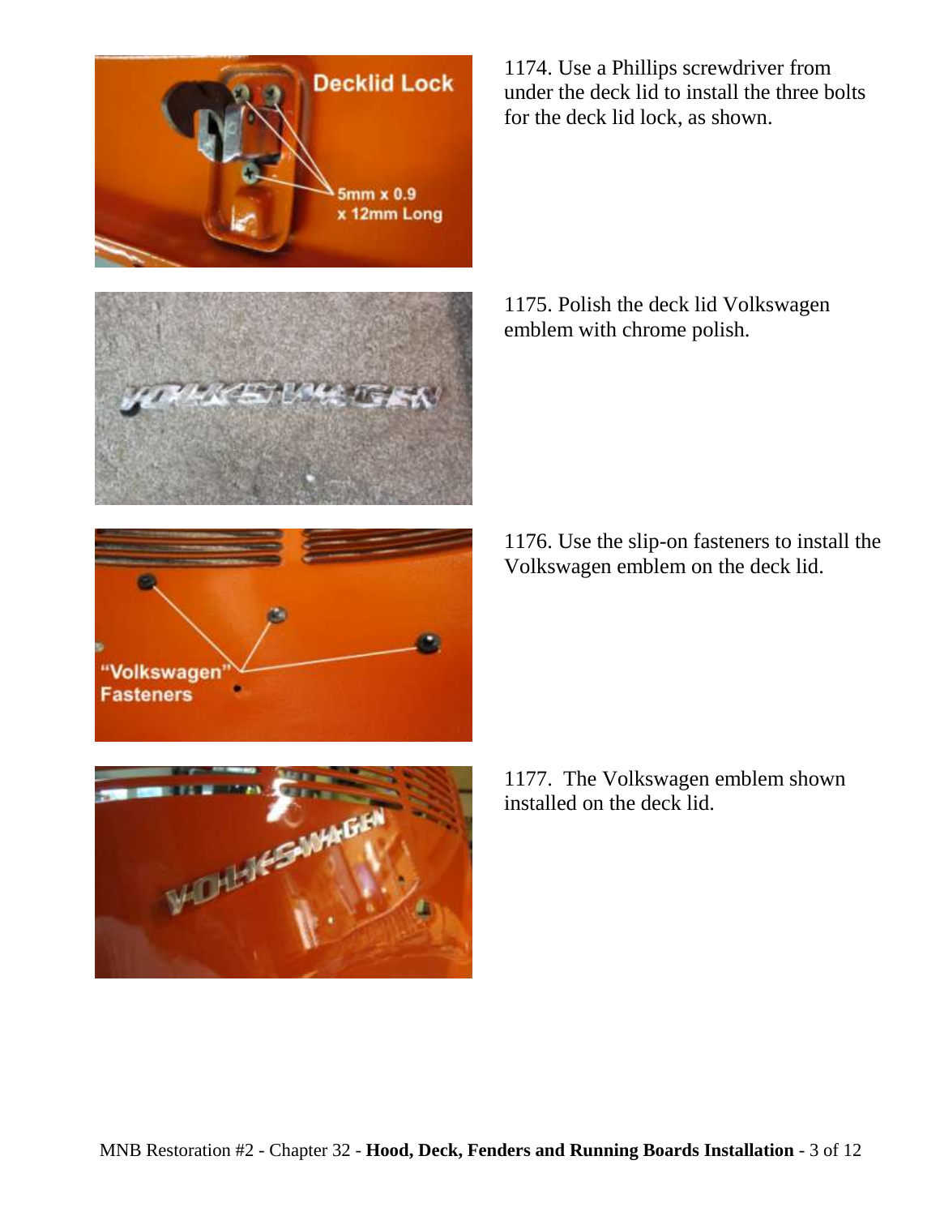1174. Use a Phillips screwdriver from under the deck lid to install the three bolts for the deck lid lock, as shown.

1175. Polish the deck lid Volkswagen emblem with chrome polish.

1176. Use the slip-on fasteners to install the Volkswagen emblem on the deck lid.

1177. The Volkswagen emblem shown installed on the deck lid.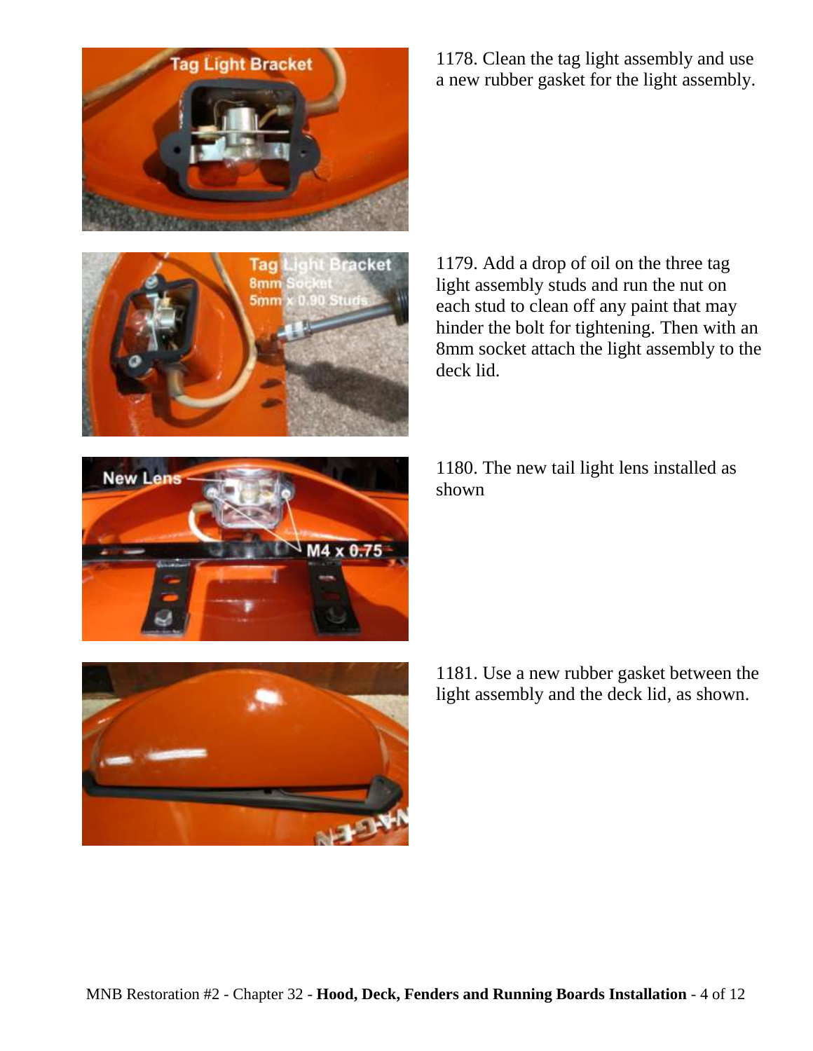1178. Clean the tag light assembly and use a new rubber gasket for the light assembly.

1179. Add a drop of oil on the three tag light assembly studs and run the nut on each stud to clean off any paint that may hinder the bolt for tightening. Then with an 8mm socket attach the light assembly to the deck lid.

1180. The new tail light lens installed as shown

1181. Use a new rubber gasket between the light assembly and the deck lid, as shown.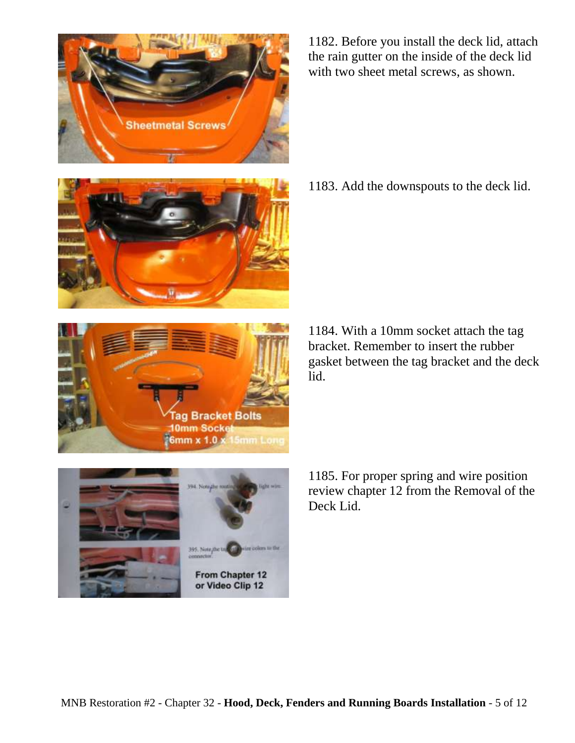1182. Before you install the deck lid, attach the rain gutter on the inside of the deck lid with two sheet metal screws, as shown.

1183. Add the downspouts to the deck lid.

1184. With a 10mm socket attach the tag bracket. Remember to insert the rubber gasket between the tag bracket and the deck lid.

1185. For proper spring and wire position review chapter 12 from the Removal of the Deck Lid.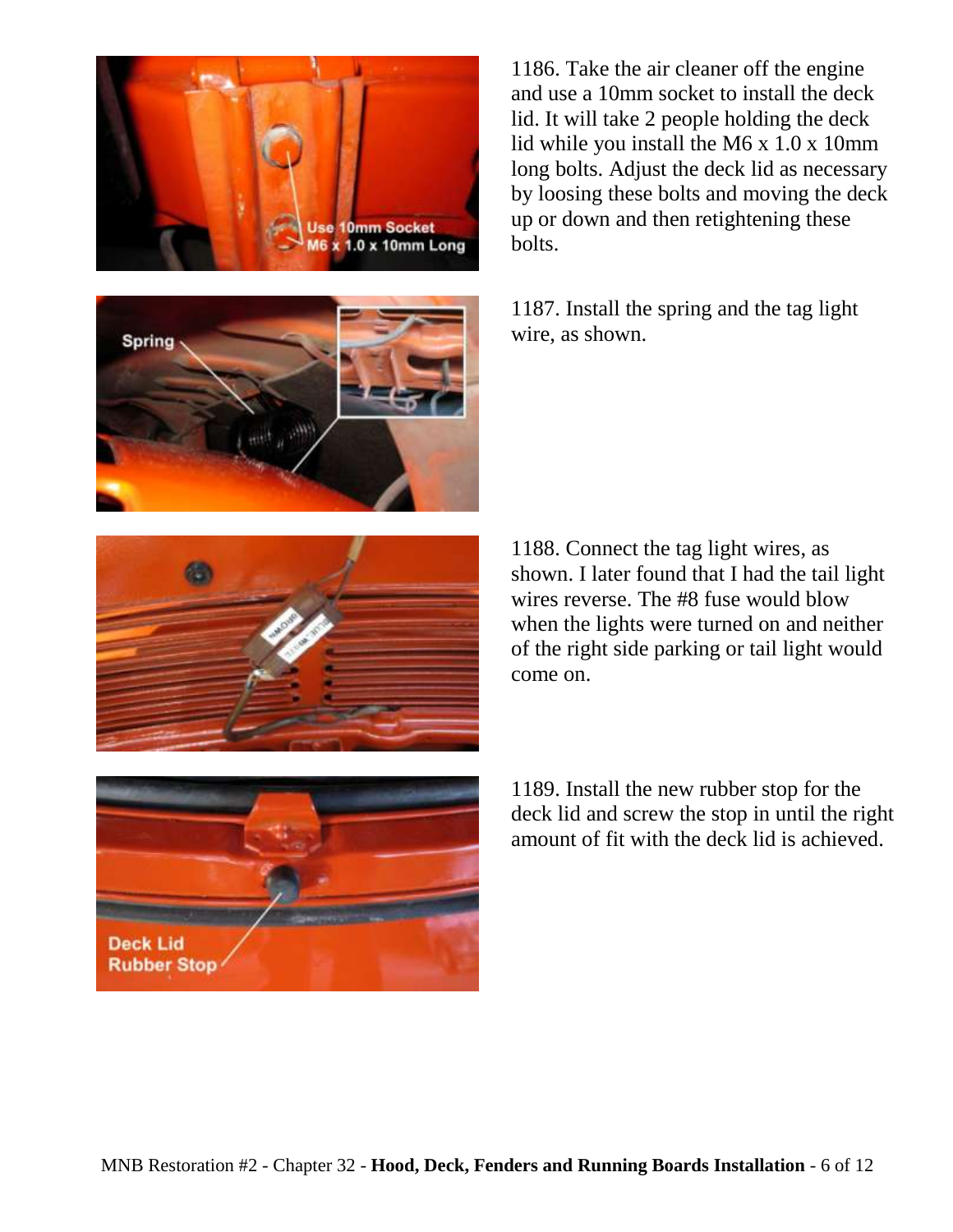1186. Take the air cleaner off the engine and use a 10mm socket to install the deck lid. It will take 2 people holding the deck lid while you install the M6 x 1.0 x 10mm long bolts. Adjust the deck lid as necessary by loosing these bolts and moving the deck up or down and then retightening these bolts.

1187. Install the spring and the tag light wire, as shown.

1188. Connect the tag light wires, as shown. I later found that I had the tail light wires reverse. The #8 fuse would blow when the lights were turned on and neither of the right side parking or tail light would come on.

1189. Install the new rubber stop for the deck lid and screw the stop in until the right amount of fit with the deck lid is achieved.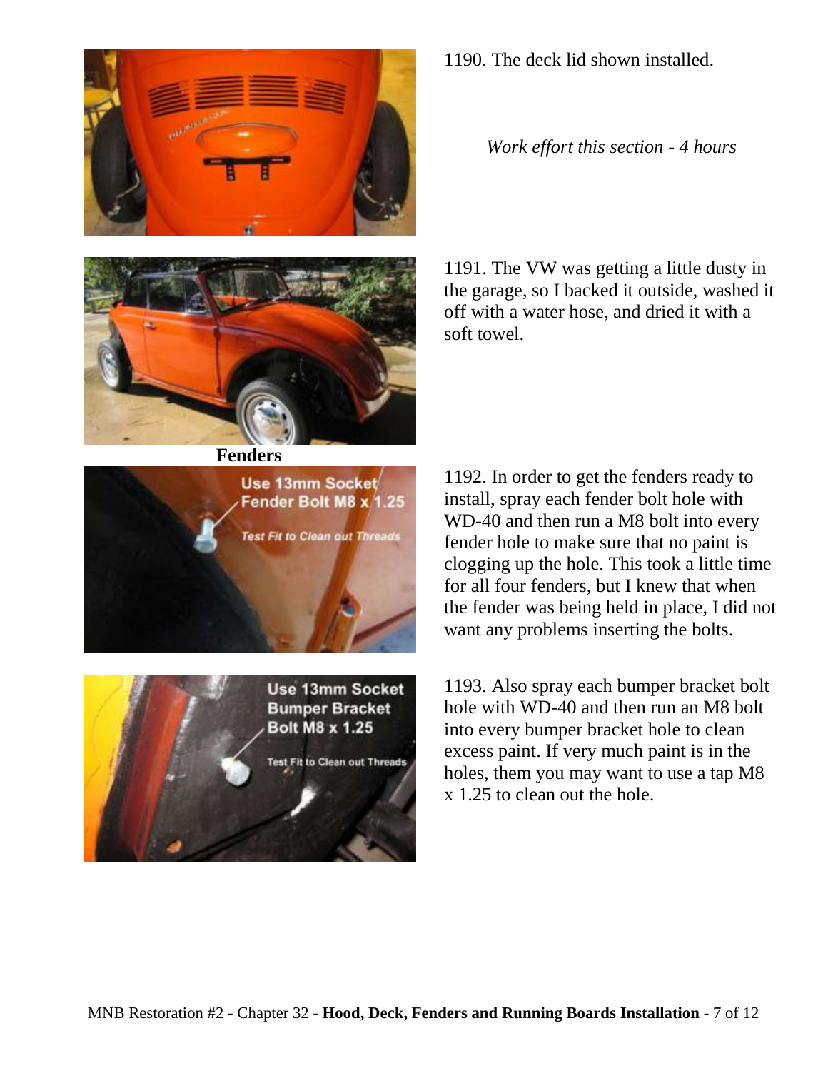1190. The deck lid shown installed.

*Work effort this section - 4 hours*

1191. The VW was getting a little dusty in the garage, so I backed it outside, washed it off with a water hose, and dried it with a soft towel.

## Fenders

1192. In order to get the fenders ready to install, spray each fender bolt hole with WD-40 and then run a M8 bolt into every fender hole to make sure that no paint is clogging up the hole. This took a little time for all four fenders, but I knew that when the fender was being held in place, I did not want any problems inserting the bolts.

1193. Also spray each bumper bracket bolt hole with WD-40 and then run an M8 bolt into every bumper bracket hole to clean excess paint. If very much paint is in the holes, them you may want to use a tap M8 x 1.25 to clean out the hole.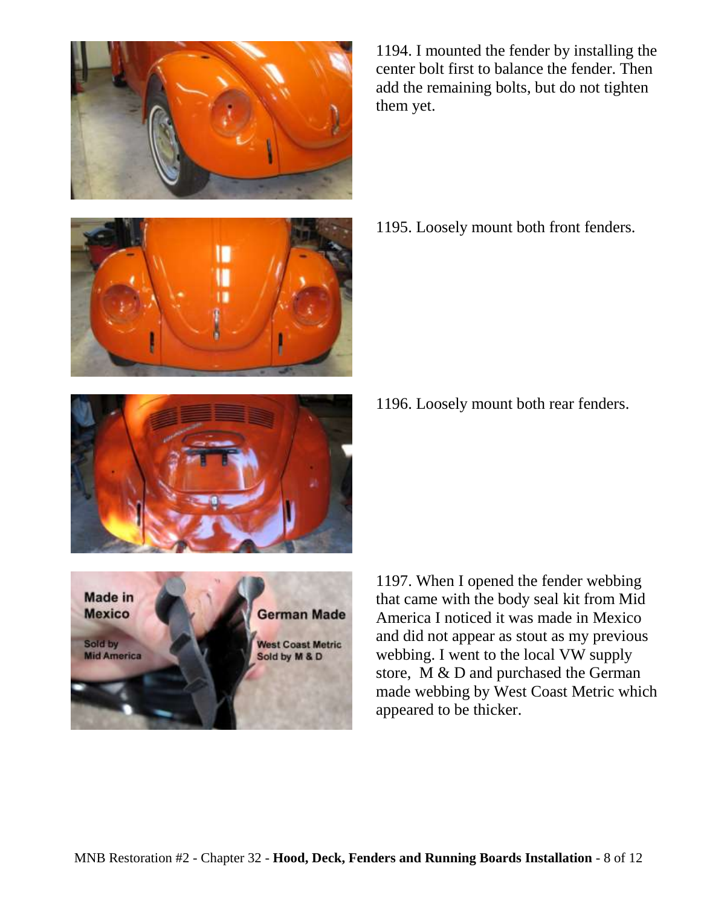1194. I mounted the fender by installing the center bolt first to balance the fender. Then add the remaining bolts, but do not tighten them yet.

1195. Loosely mount both front fenders.

1196. Loosely mount both rear fenders.

1197. When I opened the fender webbing that came with the body seal kit from Mid America I noticed it was made in Mexico and did not appear as stout as my previous webbing. I went to the local VW supply store, M & D and purchased the German made webbing by West Coast Metric which appeared to be thicker.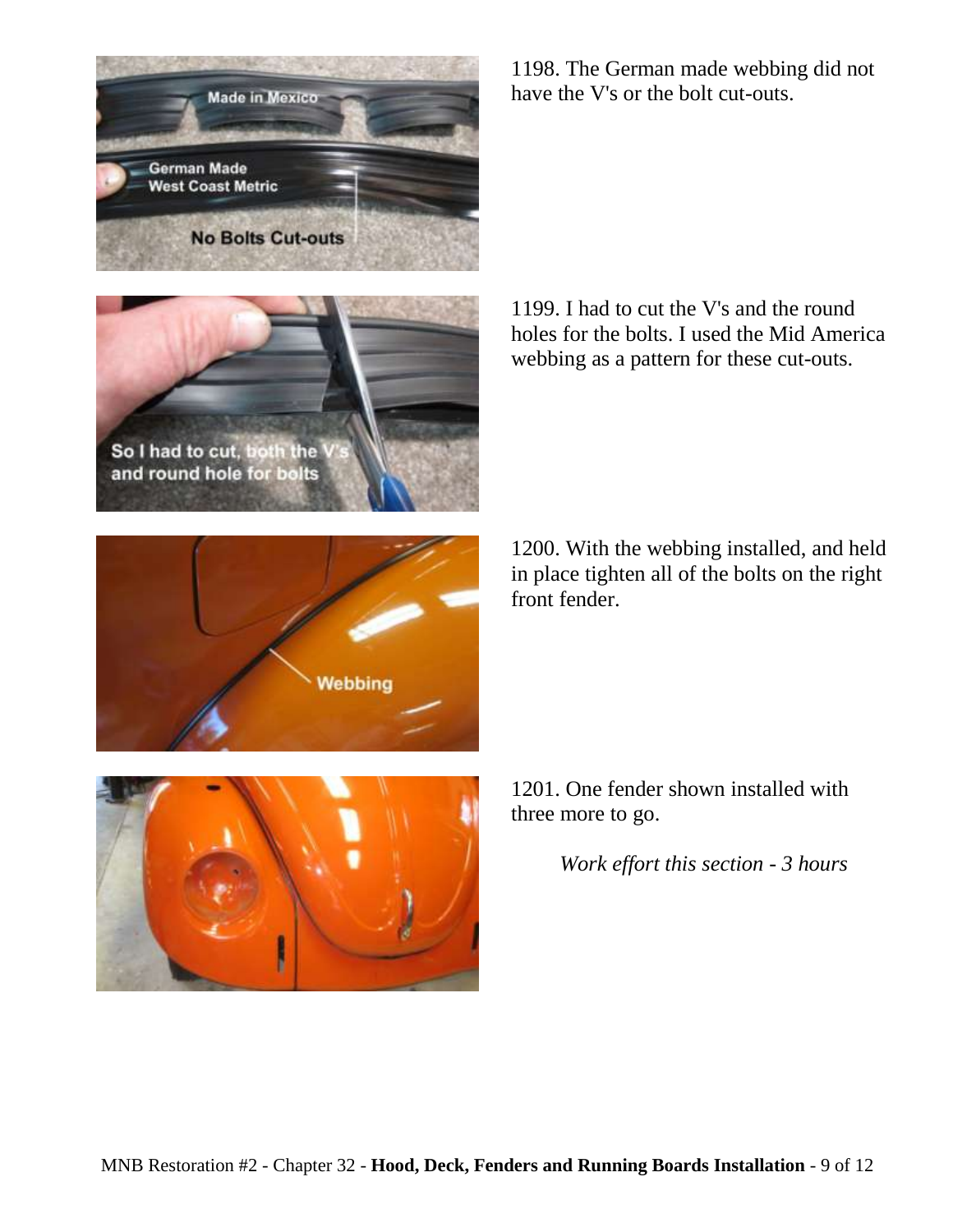1198. The German made webbing did not have the V's or the bolt cut-outs.

1199. I had to cut the V's and the round holes for the bolts. I used the Mid America webbing as a pattern for these cut-outs.

1200. With the webbing installed, and held in place tighten all of the bolts on the right front fender.

1201. One fender shown installed with three more to go.

*Work effort this section - 3 hours*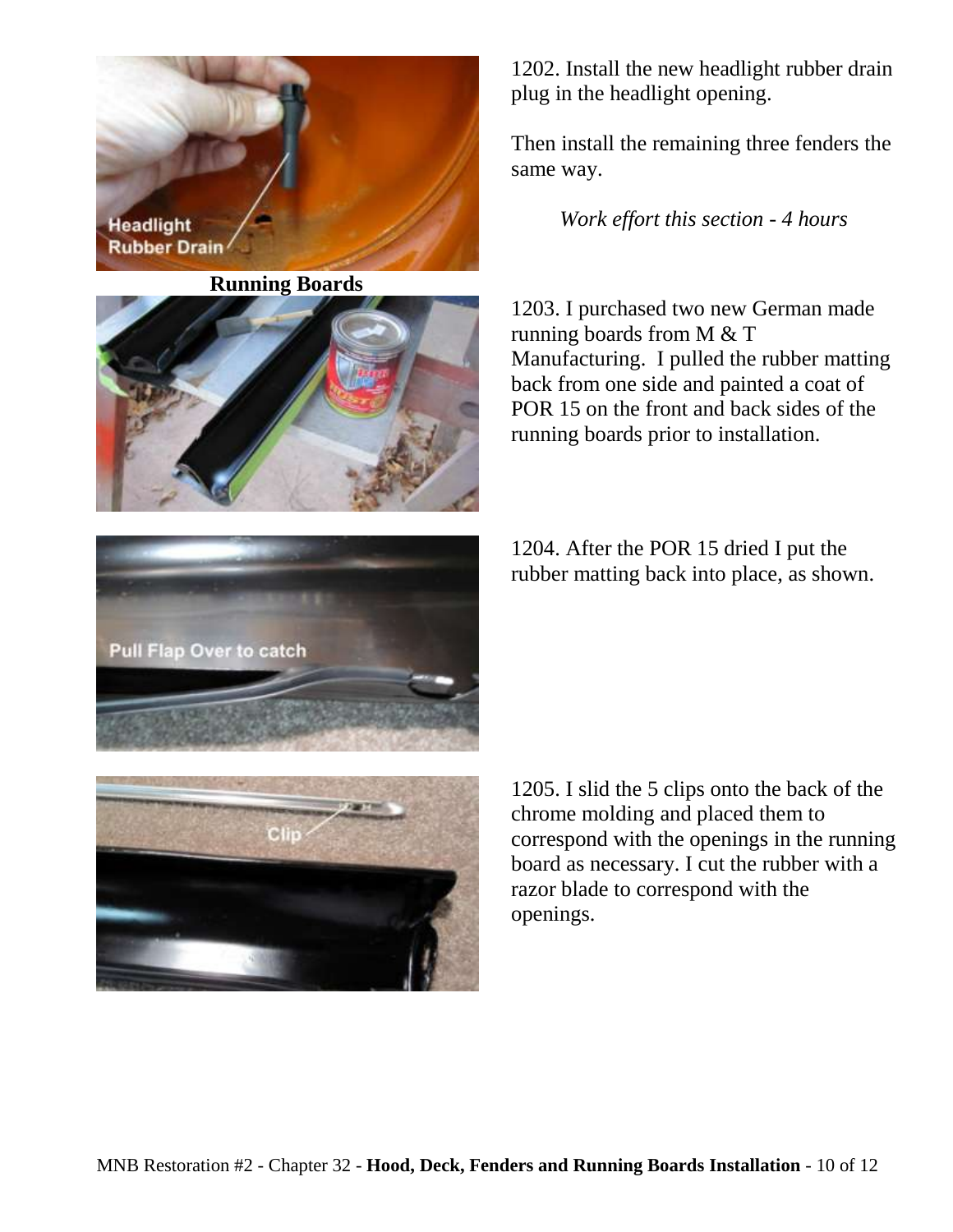1202. Install the new headlight rubber drain plug in the headlight opening.

Then install the remaining three fenders the same way.

*Work effort this section - 4 hours*

**Running Boards**

1203. I purchased two new German made running boards from M & T Manufacturing. I pulled the rubber matting back from one side and painted a coat of POR 15 on the front and back sides of the running boards prior to installation.

1204. After the POR 15 dried I put the rubber matting back into place, as shown.

1205. I slid the 5 clips onto the back of the chrome molding and placed them to correspond with the openings in the running board as necessary. I cut the rubber with a razor blade to correspond with the openings.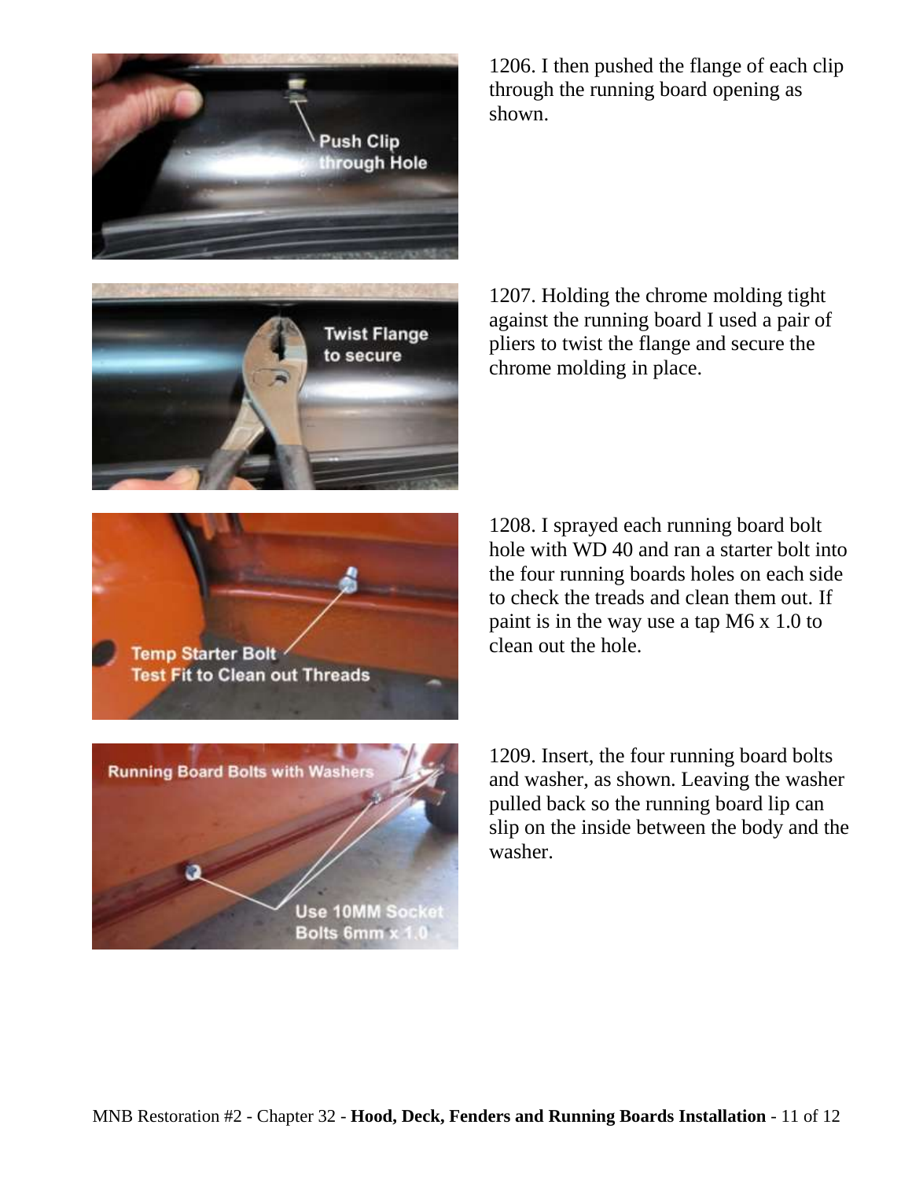1206. I then pushed the flange of each clip through the running board opening as shown.

1207. Holding the chrome molding tight against the running board I used a pair of pliers to twist the flange and secure the chrome molding in place.

1208. I sprayed each running board bolt hole with WD 40 and ran a starter bolt into the four running boards holes on each side to check the treads and clean them out. If paint is in the way use a tap M6 x 1.0 to clean out the hole.

1209. Insert, the four running board bolts and washer, as shown. Leaving the washer pulled back so the running board lip can slip on the inside between the body and the washer.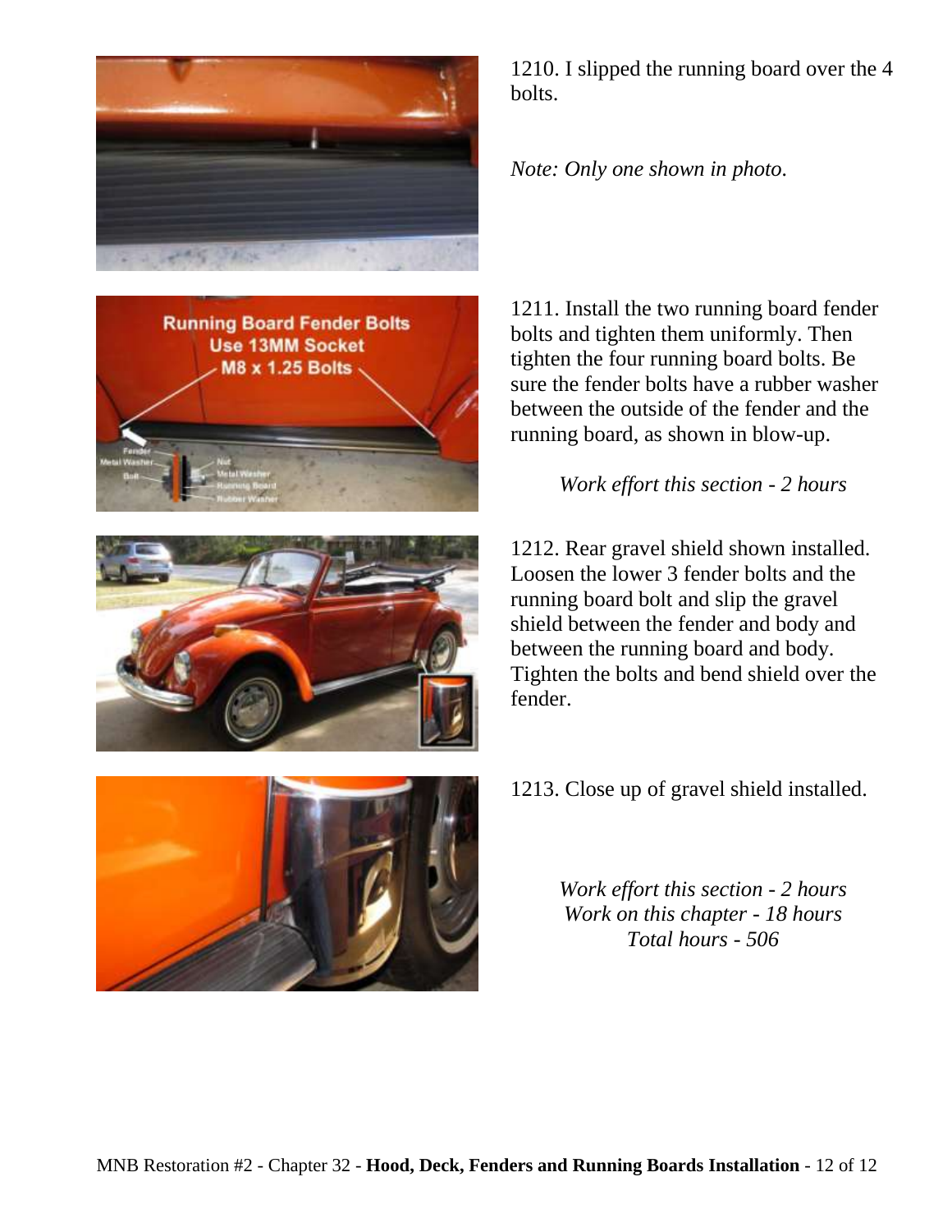1210. I slipped the running board over the 4 bolts.

*Note: Only one shown in photo.*

1211. Install the two running board fender bolts and tighten them uniformly. Then tighten the four running board bolts. Be sure the fender bolts have a rubber washer between the outside of the fender and the running board, as shown in blow-up.

*Work effort this section - 2 hours*

1212. Rear gravel shield shown installed. Loosen the lower 3 fender bolts and the running board bolt and slip the gravel shield between the fender and body and between the running board and body. Tighten the bolts and bend shield over the fender.

1213. Close up of gravel shield installed.

*Work effort this section - 2 hours*
*Work on this chapter - 18 hours*
*Total hours - 506*